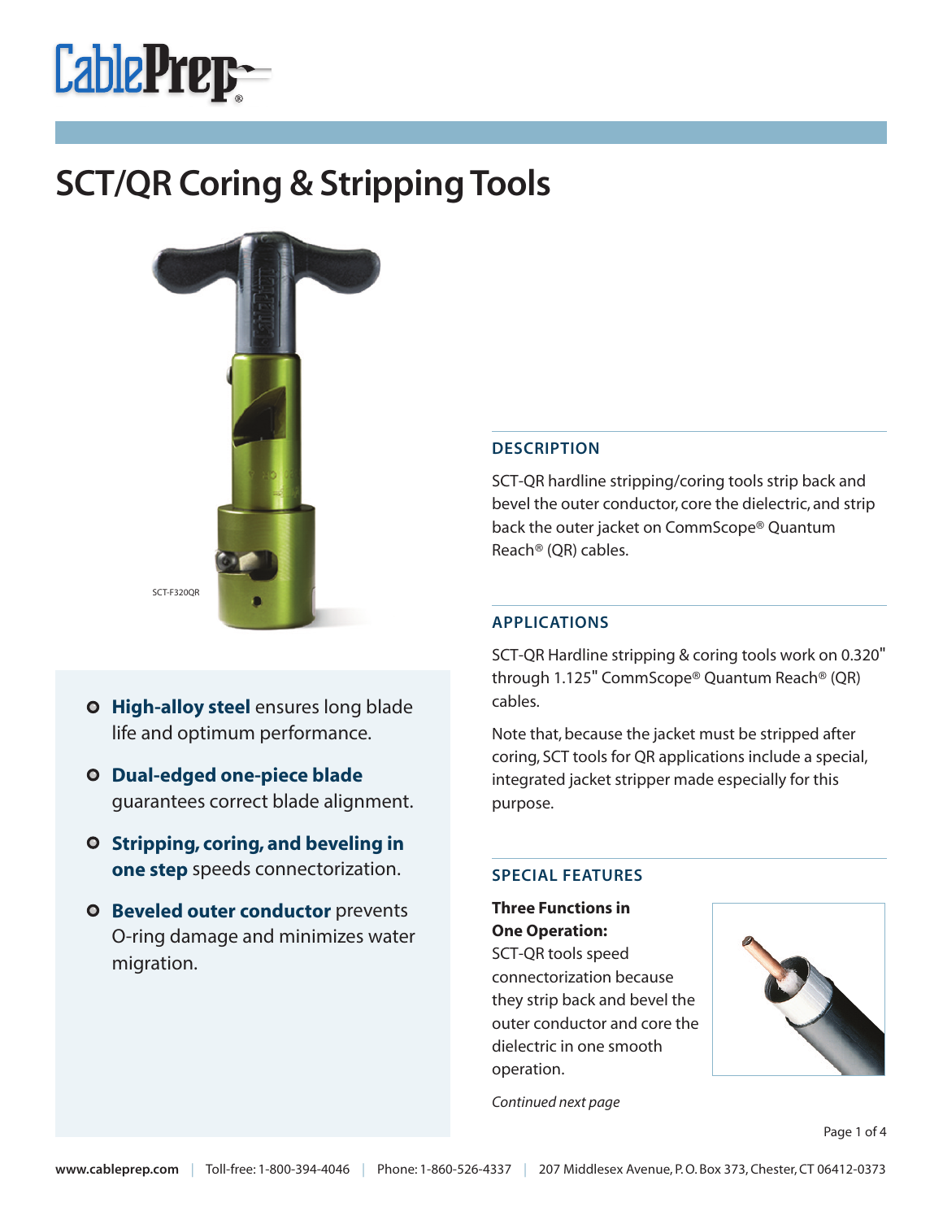# SCT/QR Coring & Stripping Tools

SCT-F320QR

- **High-alloy steel** ensures long blade life and optimum performance.
- **Dual-edged one-piece blade** guarantees correct blade alignment.
- **Stripping, coring, and beveling in one step** speeds connectorization.
- **Beveled outer conductor** prevents O-ring damage and minimizes water migration.

## DESCRIPTION

SCT-QR hardline stripping/coring tools strip back and bevel the outer conductor, core the dielectric, and strip back the outer jacket on CommScope® Quantum Reach® (QR) cables.

## APPLICATIONS

SCT-QR Hardline stripping & coring tools work on 0.320" through 1.125" CommScope® Quantum Reach® (QR) cables.

Note that, because the jacket must be stripped after coring, SCT tools for QR applications include a special, integrated jacket stripper made especially for this purpose.

## SPECIAL FEATURES

**Three Functions in One Operation:**
SCT-QR tools speed connectorization because they strip back and bevel the outer conductor and core the dielectric in one smooth operation.

*Continued next page*

**www.cableprep.com** | Toll-free: 1-800-394-4046 | Phone: 1-860-526-4337 | 207 Middlesex Avenue, P. O. Box 373, Chester, CT 06412-0373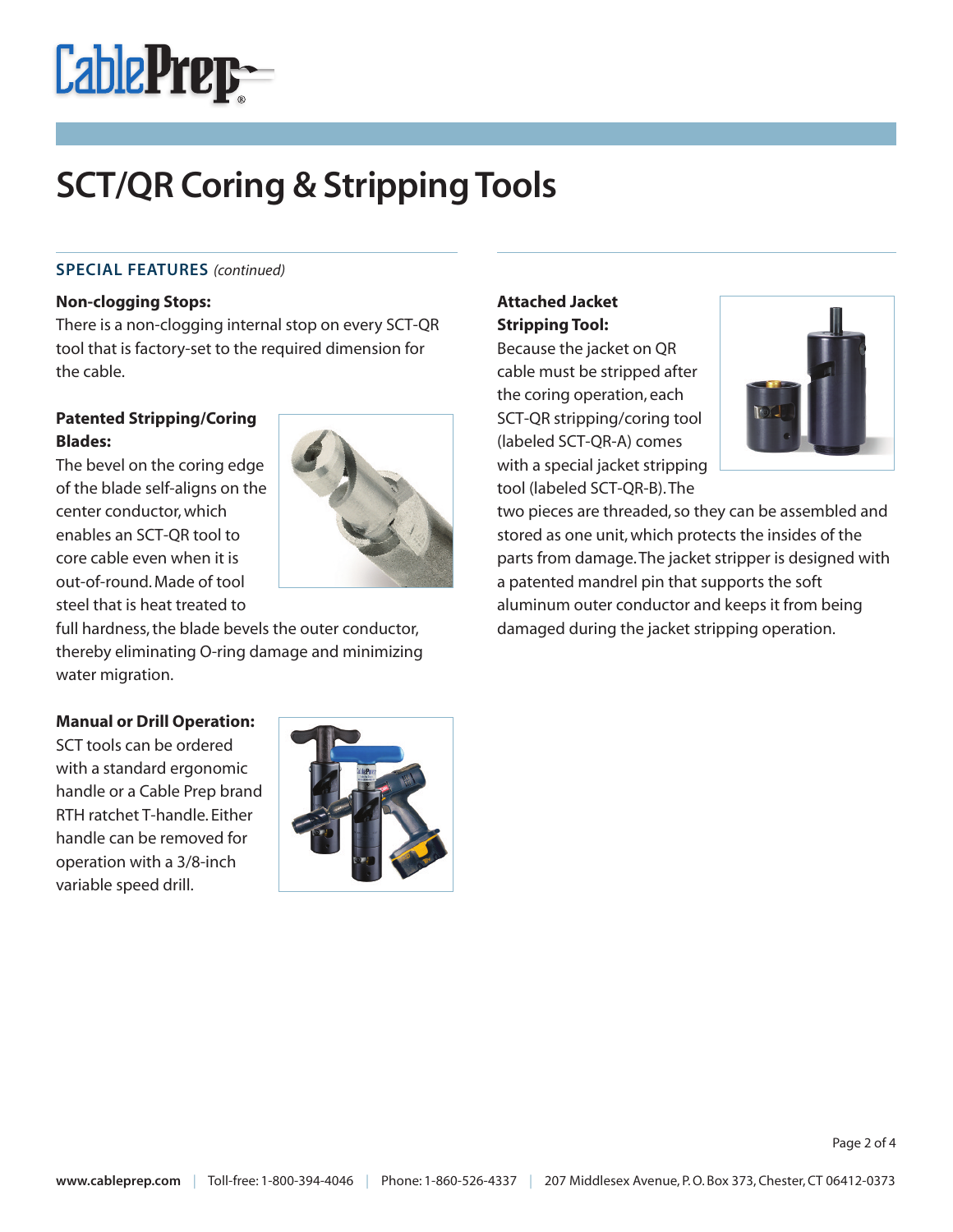# SCT/QR Coring & Stripping Tools

## SPECIAL FEATURES *(continued)*

**Non-clogging Stops:**
There is a non-clogging internal stop on every SCT-QR tool that is factory-set to the required dimension for the cable.

**Patented Stripping/Coring Blades:**
The bevel on the coring edge of the blade self-aligns on the center conductor, which enables an SCT-QR tool to core cable even when it is out-of-round. Made of tool steel that is heat treated to full hardness, the blade bevels the outer conductor, thereby eliminating O-ring damage and minimizing water migration.

**Manual or Drill Operation:**
SCT tools can be ordered with a standard ergonomic handle or a Cable Prep brand RTH ratchet T-handle. Either handle can be removed for operation with a 3/8-inch variable speed drill.

**Attached Jacket Stripping Tool:**
Because the jacket on QR cable must be stripped after the coring operation, each SCT-QR stripping/coring tool (labeled SCT-QR-A) comes with a special jacket stripping tool (labeled SCT-QR-B). The two pieces are threaded, so they can be assembled and stored as one unit, which protects the insides of the parts from damage. The jacket stripper is designed with a patented mandrel pin that supports the soft aluminum outer conductor and keeps it from being damaged during the jacket stripping operation.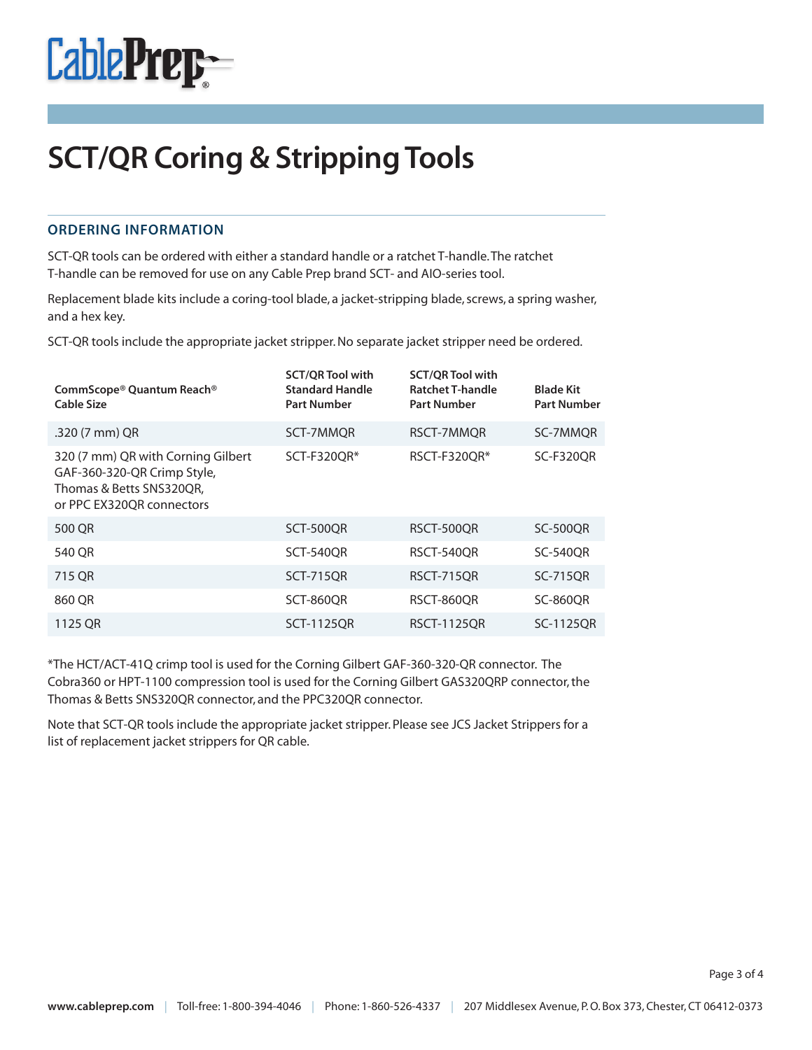# SCT/QR Coring & Stripping Tools

## ORDERING INFORMATION

SCT-QR tools can be ordered with either a standard handle or a ratchet T-handle. The ratchet T-handle can be removed for use on any Cable Prep brand SCT- and AIO-series tool.

Replacement blade kits include a coring-tool blade, a jacket-stripping blade, screws, a spring washer, and a hex key.

SCT-QR tools include the appropriate jacket stripper. No separate jacket stripper need be ordered.

| CommScope® Quantum Reach® Cable Size | SCT/QR Tool with Standard Handle Part Number | SCT/QR Tool with Ratchet T-handle Part Number | Blade Kit Part Number |
|---|---|---|---|
| .320 (7 mm) QR | SCT-7MMQR | RSCT-7MMQR | SC-7MMQR |
| 320 (7 mm) QR with Corning Gilbert GAF-360-320-QR Crimp Style, Thomas & Betts SNS320QR, or PPC EX320QR connectors | SCT-F320QR* | RSCT-F320QR* | SC-F320QR |
| 500 QR | SCT-500QR | RSCT-500QR | SC-500QR |
| 540 QR | SCT-540QR | RSCT-540QR | SC-540QR |
| 715 QR | SCT-715QR | RSCT-715QR | SC-715QR |
| 860 QR | SCT-860QR | RSCT-860QR | SC-860QR |
| 1125 QR | SCT-1125QR | RSCT-1125QR | SC-1125QR |

*The HCT/ACT-41Q crimp tool is used for the Corning Gilbert GAF-360-320-QR connector. The Cobra360 or HPT-1100 compression tool is used for the Corning Gilbert GAS320QRP connector, the Thomas & Betts SNS320QR connector, and the PPC320QR connector.

Note that SCT-QR tools include the appropriate jacket stripper. Please see JCS Jacket Strippers for a list of replacement jacket strippers for QR cable.

www.cableprep.com | Toll-free: 1-800-394-4046 | Phone: 1-860-526-4337 | 207 Middlesex Avenue, P. O. Box 373, Chester, CT 06412-0373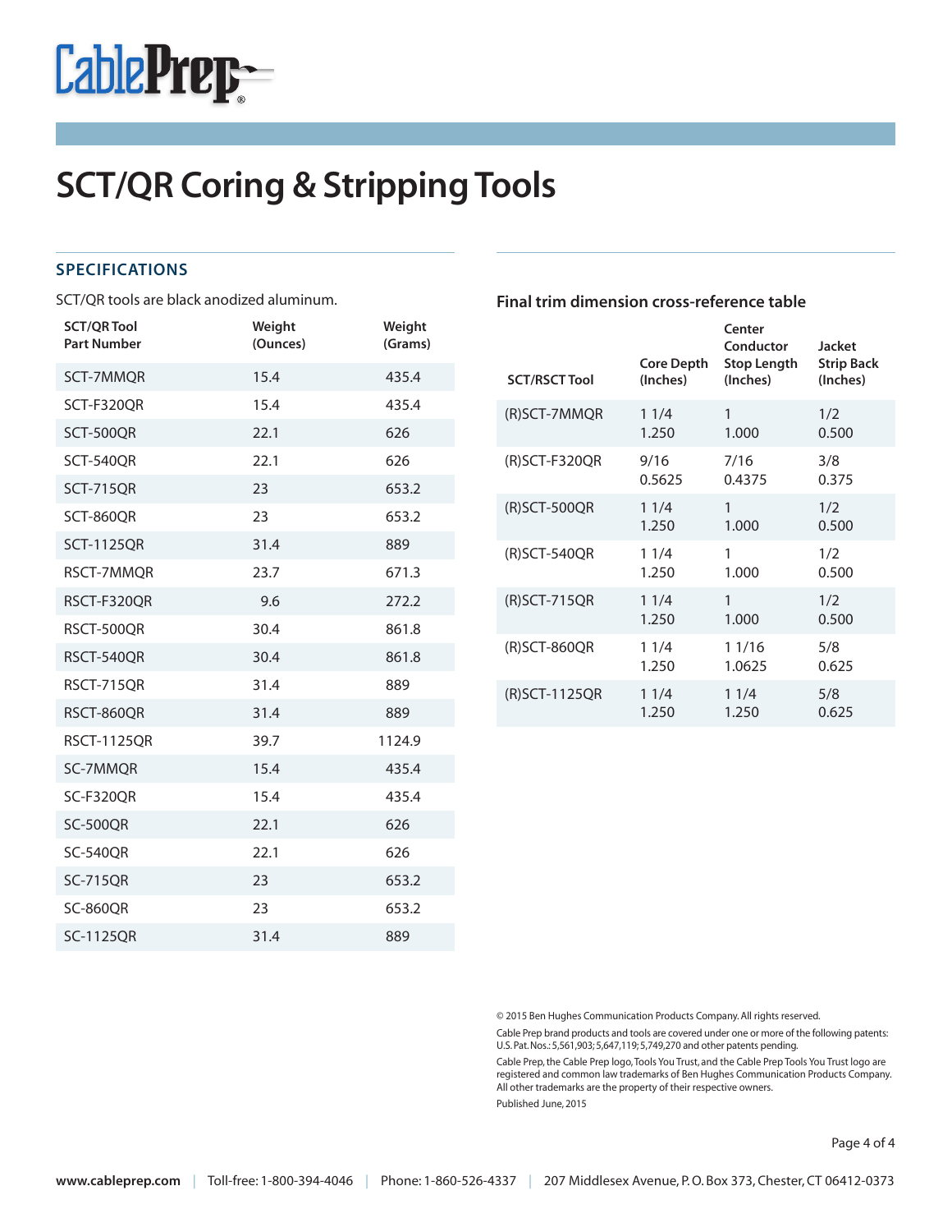CablePrep

# SCT/QR Coring & Stripping Tools

## SPECIFICATIONS

SCT/QR tools are black anodized aluminum.

| SCT/QR Tool Part Number | Weight (Ounces) | Weight (Grams) |
|---|---|---|
| SCT-7MMQR | 15.4 | 435.4 |
| SCT-F320QR | 15.4 | 435.4 |
| SCT-500QR | 22.1 | 626 |
| SCT-540QR | 22.1 | 626 |
| SCT-715QR | 23 | 653.2 |
| SCT-860QR | 23 | 653.2 |
| SCT-1125QR | 31.4 | 889 |
| RSCT-7MMQR | 23.7 | 671.3 |
| RSCT-F320QR | 9.6 | 272.2 |
| RSCT-500QR | 30.4 | 861.8 |
| RSCT-540QR | 30.4 | 861.8 |
| RSCT-715QR | 31.4 | 889 |
| RSCT-860QR | 31.4 | 889 |
| RSCT-1125QR | 39.7 | 1124.9 |
| SC-7MMQR | 15.4 | 435.4 |
| SC-F320QR | 15.4 | 435.4 |
| SC-500QR | 22.1 | 626 |
| SC-540QR | 22.1 | 626 |
| SC-715QR | 23 | 653.2 |
| SC-860QR | 23 | 653.2 |
| SC-1125QR | 31.4 | 889 |

### Final trim dimension cross-reference table

| SCT/RSCT Tool | Core Depth (Inches) | Center Conductor Stop Length (Inches) | Jacket Strip Back (Inches) |
|---|---|---|---|
| (R)SCT-7MMQR | 1 1/4<br>1.250 | 1<br>1.000 | 1/2<br>0.500 |
| (R)SCT-F320QR | 9/16<br>0.5625 | 7/16<br>0.4375 | 3/8<br>0.375 |
| (R)SCT-500QR | 1 1/4<br>1.250 | 1<br>1.000 | 1/2<br>0.500 |
| (R)SCT-540QR | 1 1/4<br>1.250 | 1<br>1.000 | 1/2<br>0.500 |
| (R)SCT-715QR | 1 1/4<br>1.250 | 1<br>1.000 | 1/2<br>0.500 |
| (R)SCT-860QR | 1 1/4<br>1.250 | 1 1/16<br>1.0625 | 5/8<br>0.625 |
| (R)SCT-1125QR | 1 1/4<br>1.250 | 1 1/4<br>1.250 | 5/8<br>0.625 |

© 2015 Ben Hughes Communication Products Company. All rights reserved.

Cable Prep brand products and tools are covered under one or more of the following patents: U.S. Pat. Nos.: 5,561,903; 5,647,119; 5,749,270 and other patents pending.

Cable Prep, the Cable Prep logo, Tools You Trust, and the Cable Prep Tools You Trust logo are registered and common law trademarks of Ben Hughes Communication Products Company. All other trademarks are the property of their respective owners.

Published June, 2015

www.cableprep.com | Toll-free: 1-800-394-4046 | Phone: 1-860-526-4337 | 207 Middlesex Avenue, P. O. Box 373, Chester, CT 06412-0373